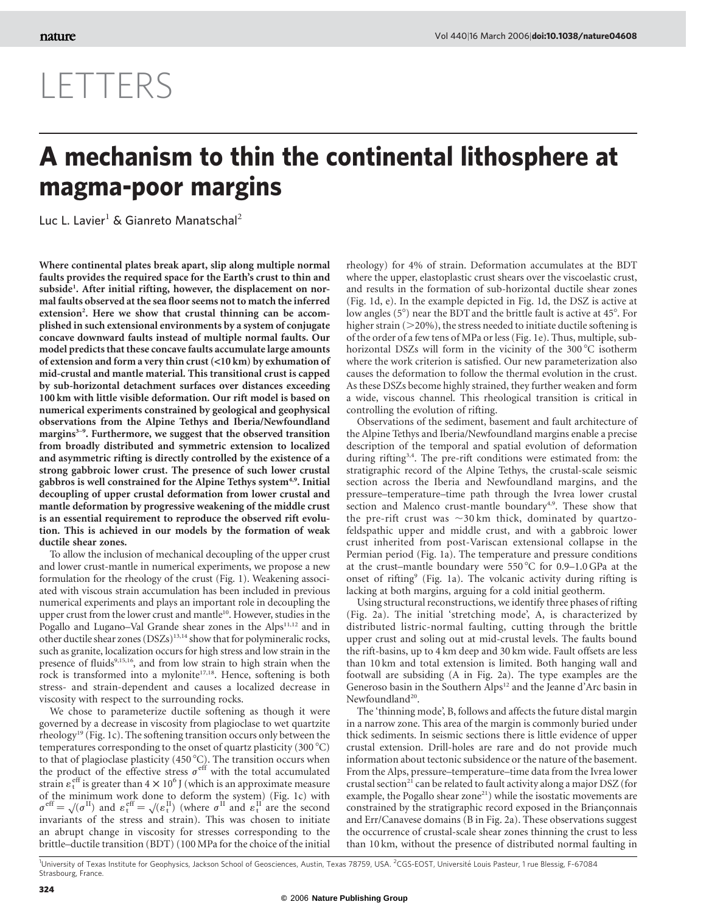# LETTERS

# A mechanism to thin the continental lithosphere at magma-poor margins

Luc L. Lavier[1] & Gianreto Manatschal[2]

**Where continental plates break apart, slip along multiple normal faults provides the required space for the Earth's crust to thin and subside[1]. After initial rifting, however, the displacement on normal faults observed at the sea floor seems not to match the inferred extension[2]. Here we show that crustal thinning can be accomplished in such extensional environments by a system of conjugate concave downward faults instead of multiple normal faults. Our model predicts that these concave faults accumulate large amounts of extension and form a very thin crust (<10 km) by exhumation of mid-crustal and mantle material. This transitional crust is capped by sub-horizontal detachment surfaces over distances exceeding 100 km with little visible deformation. Our rift model is based on numerical experiments constrained by geological and geophysical observations from the Alpine Tethys and Iberia/Newfoundland margins[3–9]. Furthermore, we suggest that the observed transition from broadly distributed and symmetric extension to localized and asymmetric rifting is directly controlled by the existence of a strong gabbroic lower crust. The presence of such lower crustal gabbros is well constrained for the Alpine Tethys system[4,9]. Initial decoupling of upper crustal deformation from lower crustal and mantle deformation by progressive weakening of the middle crust is an essential requirement to reproduce the observed rift evolution. This is achieved in our models by the formation of weak ductile shear zones.**

To allow the inclusion of mechanical decoupling of the upper crust and lower crust-mantle in numerical experiments, we propose a new formulation for the rheology of the crust (Fig. 1). Weakening associated with viscous strain accumulation has been included in previous numerical experiments and plays an important role in decoupling the upper crust from the lower crust and mantle[10]. However, studies in the Pogallo and Lugano–Val Grande shear zones in the Alps[11,12] and in other ductile shear zones (DSZs)[13,14] show that for polymineralic rocks, such as granite, localization occurs for high stress and low strain in the presence of fluids[9,15,16], and from low strain to high strain when the rock is transformed into a mylonite[17,18]. Hence, softening is both stress- and strain-dependent and causes a localized decrease in viscosity with respect to the surrounding rocks.

We chose to parameterize ductile softening as though it were governed by a decrease in viscosity from plagioclase to wet quartzite rheology[19] (Fig. 1c). The softening transition occurs only between the temperatures corresponding to the onset of quartz plasticity (300 °C) to that of plagioclase plasticity (450 °C). The transition occurs when the product of the effective stress $\sigma^{\mathrm{eff}}$ with the total accumulated strain $\varepsilon_t^{\mathrm{eff}}$ is greater than $4 \times 10^6$ J (which is an approximate measure of the minimum work done to deform the system) (Fig. 1c) with $\sigma^{\mathrm{eff}} = \sqrt{(\sigma^{\mathrm{II}})}$ and $\varepsilon_t^{\mathrm{eff}} = \sqrt{(\varepsilon_t^{\mathrm{II}})}$ (where $\sigma^{\mathrm{II}}$ and $\varepsilon_t^{\mathrm{II}}$ are the second invariants of the stress and strain). This was chosen to initiate an abrupt change in viscosity for stresses corresponding to the brittle–ductile transition (BDT) (100 MPa for the choice of the initial rheology) for 4% of strain. Deformation accumulates at the BDT where the upper, elastoplastic crust shears over the viscoelastic crust, and results in the formation of sub-horizontal ductile shear zones (Fig. 1d, e). In the example depicted in Fig. 1d, the DSZ is active at low angles (5°) near the BDT and the brittle fault is active at 45°. For higher strain (>20%), the stress needed to initiate ductile softening is of the order of a few tens of MPa or less (Fig. 1e). Thus, multiple, sub-horizontal DSZs will form in the vicinity of the 300 °C isotherm where the work criterion is satisfied. Our new parameterization also causes the deformation to follow the thermal evolution in the crust. As these DSZs become highly strained, they further weaken and form a wide, viscous channel. This rheological transition is critical in controlling the evolution of rifting.

Observations of the sediment, basement and fault architecture of the Alpine Tethys and Iberia/Newfoundland margins enable a precise description of the temporal and spatial evolution of deformation during rifting[3,4]. The pre-rift conditions were estimated from: the stratigraphic record of the Alpine Tethys, the crustal-scale seismic section across the Iberia and Newfoundland margins, and the pressure–temperature–time path through the Ivrea lower crustal section and Malenco crust-mantle boundary[4,9]. These show that the pre-rift crust was ~30 km thick, dominated by quartzo-feldspathic upper and middle crust, and with a gabbroic lower crust inherited from post-Variscan extensional collapse in the Permian period (Fig. 1a). The temperature and pressure conditions at the crust–mantle boundary were 550 °C for 0.9–1.0 GPa at the onset of rifting[9] (Fig. 1a). The volcanic activity during rifting is lacking at both margins, arguing for a cold initial geotherm.

Using structural reconstructions, we identify three phases of rifting (Fig. 2a). The initial 'stretching mode', A, is characterized by distributed listric-normal faulting, cutting through the brittle upper crust and soling out at mid-crustal levels. The faults bound the rift-basins, up to 4 km deep and 30 km wide. Fault offsets are less than 10 km and total extension is limited. Both hanging wall and footwall are subsiding (A in Fig. 2a). The type examples are the Generoso basin in the Southern Alps[12] and the Jeanne d'Arc basin in Newfoundland[20].

The 'thinning mode', B, follows and affects the future distal margin in a narrow zone. This area of the margin is commonly buried under thick sediments. In seismic sections there is little evidence of upper crustal extension. Drill-holes are rare and do not provide much information about tectonic subsidence or the nature of the basement. From the Alps, pressure–temperature–time data from the Ivrea lower crustal section[21] can be related to fault activity along a major DSZ (for example, the Pogallo shear zone[21]) while the isostatic movements are constrained by the stratigraphic record exposed in the Briançonnais and Err/Canavese domains (B in Fig. 2a). These observations suggest the occurrence of crustal-scale shear zones thinning the crust to less than 10 km, without the presence of distributed normal faulting in

[1]University of Texas Institute for Geophysics, Jackson School of Geosciences, Austin, Texas 78759, USA. [2]CGS-EOST, Université Louis Pasteur, 1 rue Blessig, F-67084 Strasbourg, France.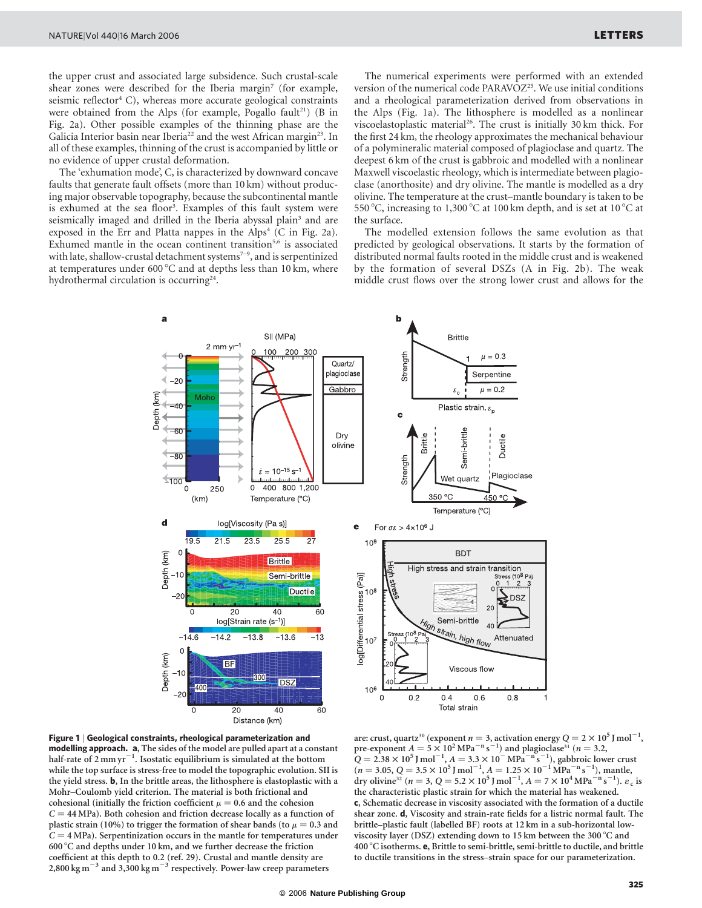the upper crust and associated large subsidence. Such crustal-scale shear zones were described for the Iberia margin[7] (for example, seismic reflector[4] C), whereas more accurate geological constraints were obtained from the Alps (for example, Pogallo fault[21]) (B in Fig. 2a). Other possible examples of the thinning phase are the Galicia Interior basin near Iberia[22] and the west African margin[23]. In all of these examples, thinning of the crust is accompanied by little or no evidence of upper crustal deformation.

The 'exhumation mode', C, is characterized by downward concave faults that generate fault offsets (more than 10 km) without producing major observable topography, because the subcontinental mantle is exhumed at the sea floor[3]. Examples of this fault system were seismically imaged and drilled in the Iberia abyssal plain[3] and are exposed in the Err and Platta nappes in the Alps[4] (C in Fig. 2a). Exhumed mantle in the ocean continent transition[5,6] is associated with late, shallow-crustal detachment systems[7–9], and is serpentinized at temperatures under 600 °C and at depths less than 10 km, where hydrothermal circulation is occurring[24].

The numerical experiments were performed with an extended version of the numerical code PARAVOZ[25]. We use initial conditions and a rheological parameterization derived from observations in the Alps (Fig. 1a). The lithosphere is modelled as a nonlinear viscoelastoplastic material[26]. The crust is initially 30 km thick. For the first 24 km, the rheology approximates the mechanical behaviour of a polymineralic material composed of plagioclase and quartz. The deepest 6 km of the crust is gabbroic and modelled with a nonlinear Maxwell viscoelastic rheology, which is intermediate between plagioclase (anorthosite) and dry olivine. The mantle is modelled as a dry olivine. The temperature at the crust–mantle boundary is taken to be 550 °C, increasing to 1,300 °C at 100 km depth, and is set at 10 °C at the surface.

The modelled extension follows the same evolution as that predicted by geological observations. It starts by the formation of distributed normal faults rooted in the middle crust and is weakened by the formation of several DSZs (A in Fig. 2b). The weak middle crust flows over the strong lower crust and allows for the

**Figure 1 | Geological constraints, rheological parameterization and modelling approach.** **a**, The sides of the model are pulled apart at a constant half-rate of 2 mm yr$^{-1}$. Isostatic equilibrium is simulated at the bottom while the top surface is stress-free to model the topographic evolution. SII is the yield stress. **b**, In the brittle areas, the lithosphere is elastoplastic with a Mohr–Coulomb yield criterion. The material is both frictional and cohesional (initially the friction coefficient $\mu = 0.6$ and the cohesion $C = 44$ MPa). Both cohesion and friction decrease locally as a function of plastic strain (10%) to trigger the formation of shear bands (to $\mu = 0.3$ and $C = 4$ MPa). Serpentinization occurs in the mantle for temperatures under 600 °C and depths under 10 km, and we further decrease the friction coefficient at this depth to 0.2 (ref. 29). Crustal and mantle density are 2,800 kg m$^{-3}$ and 3,300 kg m$^{-3}$ respectively. Power-law creep parameters are: crust, quartz[30] (exponent $n = 3$, activation energy $Q = 2 \times 10^5$ J mol$^{-1}$, pre-exponent $A = 5 \times 10^2$ MPa$^{-n}$ s$^{-1}$) and plagioclase[31] ($n = 3.2$, $Q = 2.38 \times 10^5$ J mol$^{-1}$, $A = 3.3 \times 10^{-}$ MPa$^{-n}$ s$^{-1}$), gabbroic lower crust ($n = 3.05$, $Q = 3.5 \times 10^5$ J mol$^{-1}$, $A = 1.25 \times 10^{-1}$ MPa$^{-n}$ s$^{-1}$), mantle, dry olivine[32] ($n = 3$, $Q = 5.2 \times 10^5$ J mol$^{-1}$, $A = 7 \times 10^4$ MPa$^{-n}$ s$^{-1}$). $\varepsilon_c$ is the characteristic plastic strain for which the material has weakened. **c**, Schematic decrease in viscosity associated with the formation of a ductile shear zone. **d**, Viscosity and strain-rate fields for a listric normal fault. The brittle–plastic fault (labelled BF) roots at 12 km in a sub-horizontal low-viscosity layer (DSZ) extending down to 15 km between the 300 °C and 400 °C isotherms. **e**, Brittle to semi-brittle, semi-brittle to ductile, and brittle to ductile transitions in the stress–strain space for our parameterization.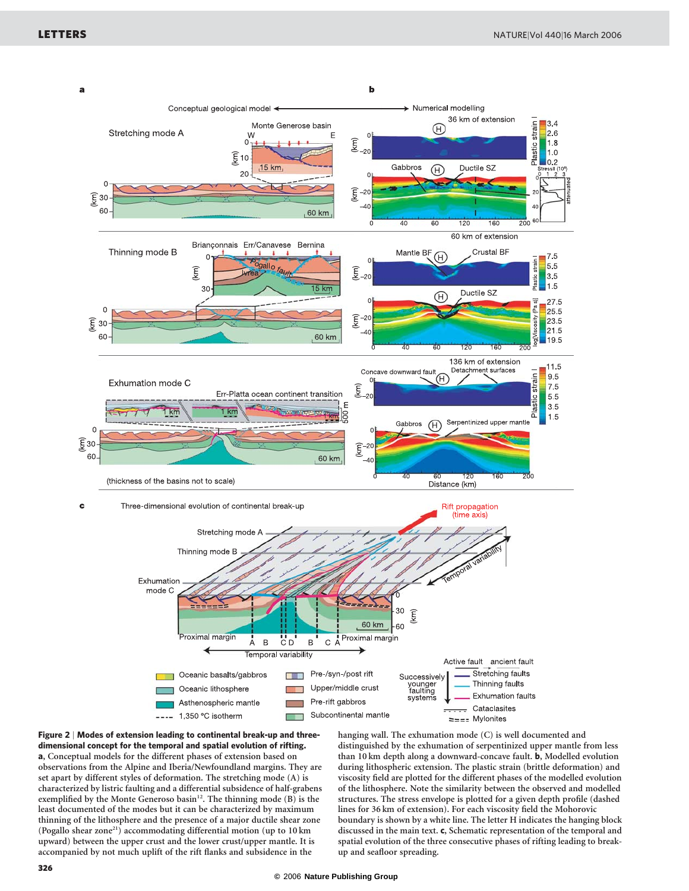**Figure 2 | Modes of extension leading to continental break-up and three-dimensional concept for the temporal and spatial evolution of rifting.** **a**, Conceptual models for the different phases of extension based on observations from the Alpine and Iberia/Newfoundland margins. They are set apart by different styles of deformation. The stretching mode (A) is characterized by listric faulting and a differential subsidence of half-grabens exemplified by the Monte Generoso basin[12]. The thinning mode (B) is the least documented of the modes but it can be characterized by maximum thinning of the lithosphere and the presence of a major ductile shear zone (Pogallo shear zone[21]) accommodating differential motion (up to 10 km upward) between the upper crust and the lower crust/upper mantle. It is accompanied by not much uplift of the rift flanks and subsidence in the hanging wall. The exhumation mode (C) is well documented and distinguished by the exhumation of serpentinized upper mantle from less than 10 km depth along a downward-concave fault. **b**, Modelled evolution during lithospheric extension. The plastic strain (brittle deformation) and viscosity field are plotted for the different phases of the modelled evolution of the lithosphere. Note the similarity between the observed and modelled structures. The stress envelope is plotted for a given depth profile (dashed lines for 36 km of extension). For each viscosity field the Mohorovic boundary is shown by a white line. The letter H indicates the hanging block discussed in the main text. **c**, Schematic representation of the temporal and spatial evolution of the three consecutive phases of rifting leading to break-up and seafloor spreading.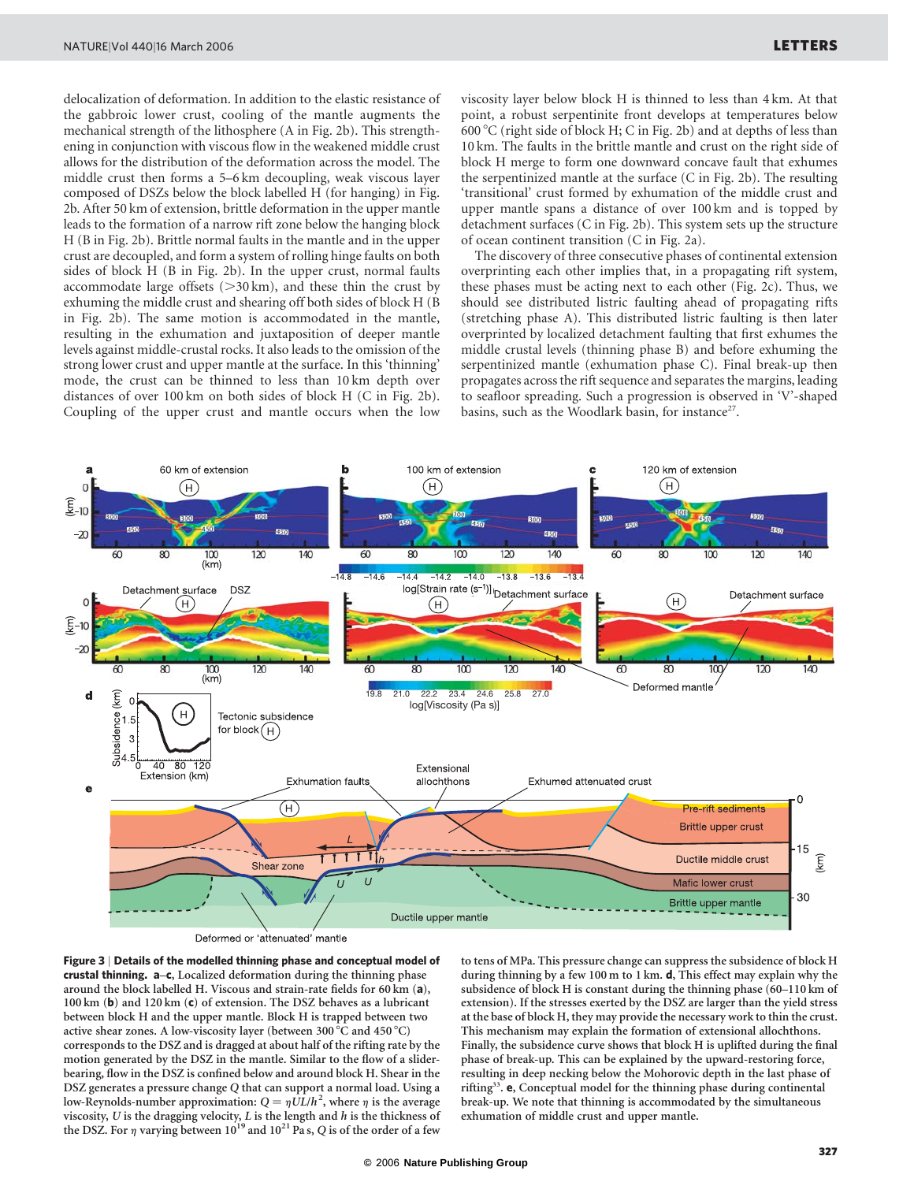delocalization of deformation. In addition to the elastic resistance of the gabbroic lower crust, cooling of the mantle augments the mechanical strength of the lithosphere (A in Fig. 2b). This strengthening in conjunction with viscous flow in the weakened middle crust allows for the distribution of the deformation across the model. The middle crust then forms a 5–6 km decoupling, weak viscous layer composed of DSZs below the block labelled H (for hanging) in Fig. 2b. After 50 km of extension, brittle deformation in the upper mantle leads to the formation of a narrow rift zone below the hanging block H (B in Fig. 2b). Brittle normal faults in the mantle and in the upper crust are decoupled, and form a system of rolling hinge faults on both sides of block H (B in Fig. 2b). In the upper crust, normal faults accommodate large offsets (>30 km), and these thin the crust by exhuming the middle crust and shearing off both sides of block H (B in Fig. 2b). The same motion is accommodated in the mantle, resulting in the exhumation and juxtaposition of deeper mantle levels against middle-crustal rocks. It also leads to the omission of the strong lower crust and upper mantle at the surface. In this 'thinning' mode, the crust can be thinned to less than 10 km depth over distances of over 100 km on both sides of block H (C in Fig. 2b). Coupling of the upper crust and mantle occurs when the low viscosity layer below block H is thinned to less than 4 km. At that point, a robust serpentinite front develops at temperatures below 600 °C (right side of block H; C in Fig. 2b) and at depths of less than 10 km. The faults in the brittle mantle and crust on the right side of block H merge to form one downward concave fault that exhumes the serpentinized mantle at the surface (C in Fig. 2b). The resulting 'transitional' crust formed by exhumation of the middle crust and upper mantle spans a distance of over 100 km and is topped by detachment surfaces (C in Fig. 2b). This system sets up the structure of ocean continent transition (C in Fig. 2a).

The discovery of three consecutive phases of continental extension overprinting each other implies that, in a propagating rift system, these phases must be acting next to each other (Fig. 2c). Thus, we should see distributed listric faulting ahead of propagating rifts (stretching phase A). This distributed listric faulting is then later overprinted by localized detachment faulting that first exhumes the middle crustal levels (thinning phase B) and before exhuming the serpentinized mantle (exhumation phase C). Final break-up then propagates across the rift sequence and separates the margins, leading to seafloor spreading. Such a progression is observed in 'V'-shaped basins, such as the Woodlark basin, for instance[27].

**Figure 3 | Details of the modelled thinning phase and conceptual model of crustal thinning.** **a–c**, Localized deformation during the thinning phase around the block labelled H. Viscous and strain-rate fields for 60 km (**a**), 100 km (**b**) and 120 km (**c**) of extension. The DSZ behaves as a lubricant between block H and the upper mantle. Block H is trapped between two active shear zones. A low-viscosity layer (between 300 °C and 450 °C) corresponds to the DSZ and is dragged at about half of the rifting rate by the motion generated by the DSZ in the mantle. Similar to the flow of a slider-bearing, flow in the DSZ is confined below and around block H. Shear in the DSZ generates a pressure change $Q$ that can support a normal load. Using a low-Reynolds-number approximation: $Q = \eta UL/h^2$, where $\eta$ is the average viscosity, $U$ is the dragging velocity, $L$ is the length and $h$ is the thickness of the DSZ. For $\eta$ varying between $10^{19}$ and $10^{21}$ Pa s, $Q$ is of the order of a few to tens of MPa. This pressure change can suppress the subsidence of block H during thinning by a few 100 m to 1 km. **d**, This effect may explain why the subsidence of block H is constant during the thinning phase (60–110 km of extension). If the stresses exerted by the DSZ are larger than the yield stress at the base of block H, they may provide the necessary work to thin the crust. This mechanism may explain the formation of extensional allochthons. Finally, the subsidence curve shows that block H is uplifted during the final phase of break-up. This can be explained by the upward-restoring force, resulting in deep necking below the Mohorovic depth in the last phase of rifting[33]. **e**, Conceptual model for the thinning phase during continental break-up. We note that thinning is accommodated by the simultaneous exhumation of middle crust and upper mantle.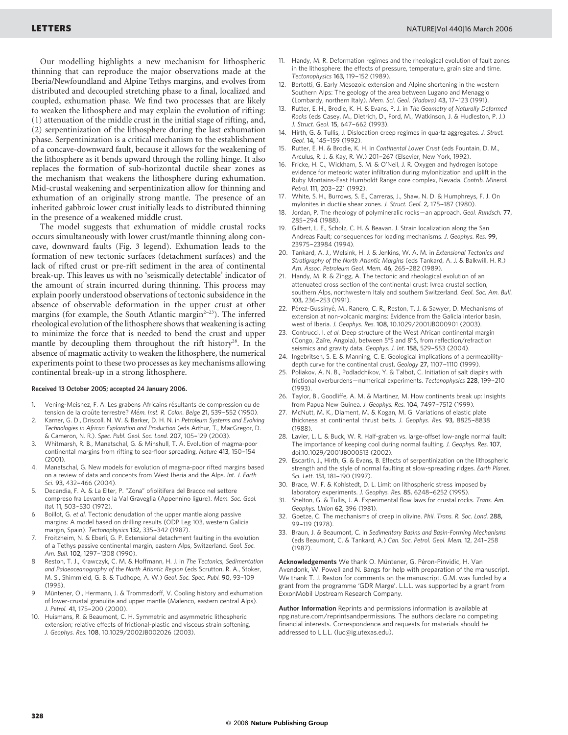Our modelling highlights a new mechanism for lithospheric thinning that can reproduce the major observations made at the Iberia/Newfoundland and Alpine Tethys margins, and evolves from distributed and decoupled stretching phase to a final, localized and coupled, exhumation phase. We find two processes that are likely to weaken the lithosphere and may explain the evolution of rifting: (1) attenuation of the middle crust in the initial stage of rifting, and, (2) serpentinization of the lithosphere during the last exhumation phase. Serpentinization is a critical mechanism to the establishment of a concave-downward fault, because it allows for the weakening of the lithosphere as it bends upward through the rolling hinge. It also replaces the formation of sub-horizontal ductile shear zones as the mechanism that weakens the lithosphere during exhumation. Mid-crustal weakening and serpentinization allow for thinning and exhumation of an originally strong mantle. The presence of an inherited gabbroic lower crust initially leads to distributed thinning in the presence of a weakened middle crust.

The model suggests that exhumation of middle crustal rocks occurs simultaneously with lower crust/mantle thinning along concave, downward faults (Fig. 3 legend). Exhumation leads to the formation of new tectonic surfaces (detachment surfaces) and the lack of rifted crust or pre-rift sediment in the area of continental break-up. This leaves us with no 'seismically detectable' indicator of the amount of strain incurred during thinning. This process may explain poorly understood observations of tectonic subsidence in the absence of observable deformation in the upper crust at other margins (for example, the South Atlantic margin[2–23]). The inferred rheological evolution of the lithosphere shows that weakening is acting to minimize the force that is needed to bend the crust and upper mantle by decoupling them throughout the rift history[28]. In the absence of magmatic activity to weaken the lithosphere, the numerical experiments point to these two processes as key mechanisms allowing continental break-up in a strong lithosphere.

**Received 13 October 2005; accepted 24 January 2006.**

1. Vening-Meisnez, F. A. Les grabens Africains résultants de compression ou de tension de la croûte terrestre? *Mém. Inst. R. Colon. Belge* **21,** 539–552 (1950).
2. Karner, G. D., Driscoll, N. W. & Barker, D. H. N. in *Petroleum Systems and Evolving Technologies in African Exploration and Production* (eds Arthur, T., MacGregor, D. & Cameron, N. R.). *Spec. Publ. Geol. Soc. Lond.* **207,** 105–129 (2003).
3. Whitmarsh, R. B., Manatschal, G. & Minshull, T. A. Evolution of magma-poor continental margins from rifting to sea-floor spreading. *Nature* **413,** 150–154 (2001).
4. Manatschal, G. New models for evolution of magma-poor rifted margins based on a review of data and concepts from West Iberia and the Alps. *Int. J. Earth Sci.* **93,** 432–466 (2004).
5. Decandia, F. A. & La Elter, P. "Zona" ofiolitifera del Bracco nel settore compreso fra Levanto e la Val Graveglia (Appennino ligure). *Mem. Soc. Geol. Ital.* **11,** 503–530 (1972).
6. Boillot, G. *et al.* Tectonic denudation of the upper mantle along passive margins: A model based on drilling results (ODP Leg 103, western Galicia margin, Spain). *Tectonophysics* **132,** 335–342 (1987).
7. Froitzheim, N. & Eberli, G. P. Extensional detachment faulting in the evolution of a Tethys passive continental margin, eastern Alps, Switzerland. *Geol. Soc. Am. Bull.* **102,** 1297–1308 (1990).
8. Reston, T. J., Krawczyk, C. M. & Hoffmann, H. J. in *The Tectonics, Sedimentation and Palaeoceanography of the North Atlantic Region* (eds Scrutton, R. A., Stoker, M. S., Shimmield, G. B. & Tudhope, A. W.) *Geol. Soc. Spec. Publ.* **90,** 93–109 (1995).
9. Müntener, O., Hermann, J. & Trommsdorff, V. Cooling history and exhumation of lower-crustal granulite and upper mantle (Malenco, eastern central Alps). *J. Petrol.* **41,** 175–200 (2000).
10. Huismans, R. & Beaumont, C. H. Symmetric and asymmetric lithospheric extension; relative effects of frictional-plastic and viscous strain softening. *J. Geophys. Res.* **108,** 10.1029/2002JB002026 (2003).
11. Handy, M. R. Deformation regimes and the rheological evolution of fault zones in the lithosphere: the effects of pressure, temperature, grain size and time. *Tectonophysics* **163,** 119–152 (1989).
12. Bertotti, G. Early Mesozoic extension and Alpine shortening in the western Southern Alps: The geology of the area between Lugano and Menaggio (Lombardy, northern Italy). *Mem. Sci. Geol. (Padova)* **43,** 17–123 (1991).
13. Rutter, E. H., Brodie, K. H. & Evans, P. J. in *The Geometry of Naturally Deformed Rocks* (eds Casey, M., Dietrich, D., Ford, M., Watkinson, J. & Hudleston, P. J.) *J. Struct. Geol.* **15,** 647–662 (1993).
14. Hirth, G. & Tullis, J. Dislocation creep regimes in quartz aggregates. *J. Struct. Geol.* **14,** 145–159 (1992).
15. Rutter, E. H. & Brodie, K. H. in *Continental Lower Crust* (eds Fountain, D. M., Arculus, R. J. & Kay, R. W.) 201–267 (Elsevier, New York, 1992).
16. Fricke, H. C., Wickham, S. M. & O'Neil, J. R. Oxygen and hydrogen isotope evidence for meteoric water infiltration during mylonitization and uplift in the Ruby Montains-East Humboldt Range core complex, Nevada. *Contrib. Mineral. Petrol.* **111,** 203–221 (1992).
17. White, S. H., Burrows, S. E., Carreras, J., Shaw, N. D. & Humphreys, F. J. On mylonites in ductile shear zones. *J. Struct. Geol.* **2,** 175–187 (1980).
18. Jordan, P. The rheology of polymineralic rocks—an approach. *Geol. Rundsch.* **77,** 285–294 (1988).
19. Gilbert, L. E., Scholz, C. H. & Beavan, J. Strain localization along the San Andreas Fault; consequences for loading mechanisms. *J. Geophys. Res.* **99,** 23975–23984 (1994).
20. Tankard, A. J., Welsink, H. J. & Jenkins, W. A. M. in *Extensional Tectonics and Stratigraphy of the North Atlantic Margins* (eds Tankard, A. J. & Balkwill, H. R.) *Am. Assoc. Petroleum Geol. Mem.* **46,** 265–282 (1989).
21. Handy, M. R. & Zingg, A. The tectonic and rheological evolution of an attenuated cross section of the continental crust: Ivrea crustal section, southern Alps, northwestern Italy and southern Switzerland. *Geol. Soc. Am. Bull.* **103,** 236–253 (1991).
22. Pérez-Gussinyé, M., Ranero, C. R., Reston, T. J. & Sawyer, D. Mechanisms of extension at non-volcanic margins: Evidence from the Galicia interior basin, west of Iberia. *J. Geophys. Res.* **108,** 10.1029/2001JB000901 (2003).
23. Contrucci, I. *et al.* Deep structure of the West African continental margin (Congo, Zaïre, Angola), between 5°S and 8°S, from reflection/refraction seismics and gravity data. *Geophys. J. Int.* **158,** 529–553 (2004).
24. Ingebritsen, S. E. & Manning, C. E. Geological implications of a permeability-depth curve for the continental crust. *Geology* **27,** 1107–1110 (1999).
25. Poliakov, A. N. B., Podladchikov, Y. & Talbot, C. Initiation of salt diapirs with frictional overburdens—numerical experiments. *Tectonophysics* **228,** 199–210 (1993).
26. Taylor, B., Goodliffe, A. M. & Martinez, M. How continents break up: Insights from Papua New Guinea. *J. Geophys. Res.* **104,** 7497–7512 (1999).
27. McNutt, M. K., Diament, M. & Kogan, M. G. Variations of elastic plate thickness at continental thrust belts. *J. Geophys. Res.* **93,** 8825–8838 (1988).
28. Lavier, L. L. & Buck, W. R. Half-graben vs. large-offset low-angle normal fault: The importance of keeping cool during normal faulting. *J. Geophys. Res.* **107,** doi:10.1029/2001JB000513 (2002).
29. Escartin, J., Hirth, G. & Evans, B. Effects of serpentinization on the lithospheric strength and the style of normal faulting at slow-spreading ridges. *Earth Planet. Sci. Lett.* **151,** 181–190 (1997).
30. Brace, W. F. & Kohlstedt, D. L. Limit on lithospheric stress imposed by laboratory experiments. *J. Geophys. Res.* **85,** 6248–6252 (1995).
31. Shelton, G. & Tullis, J. A. Experimental flow laws for crustal rocks. *Trans. Am. Geophys. Union* **62,** 396 (1981).
32. Goetze, C. The mechanisms of creep in olivine. *Phil. Trans. R. Soc. Lond.* **288,** 99–119 (1978).
33. Braun, J. & Beaumont, C. in *Sedimentary Basins and Basin-Forming Mechanisms* (eds Beaumont, C. & Tankard, A.) *Can. Soc. Petrol. Geol. Mem.* **12,** 241–258 (1987).

**Acknowledgements** We thank O. Müntener, G. Péron-Pinvidic, H. Van Avendonk, W. Powell and N. Bangs for help with preparation of the manuscript. We thank T. J. Reston for comments on the manuscript. G.M. was funded by a grant from the programme 'GDR Marge'. L.L.L. was supported by a grant from ExxonMobil Upstream Research Company.

**Author Information** Reprints and permissions information is available at npg.nature.com/reprintsandpermissions. The authors declare no competing financial interests. Correspondence and requests for materials should be addressed to L.L.L. (luc@ig.utexas.edu).